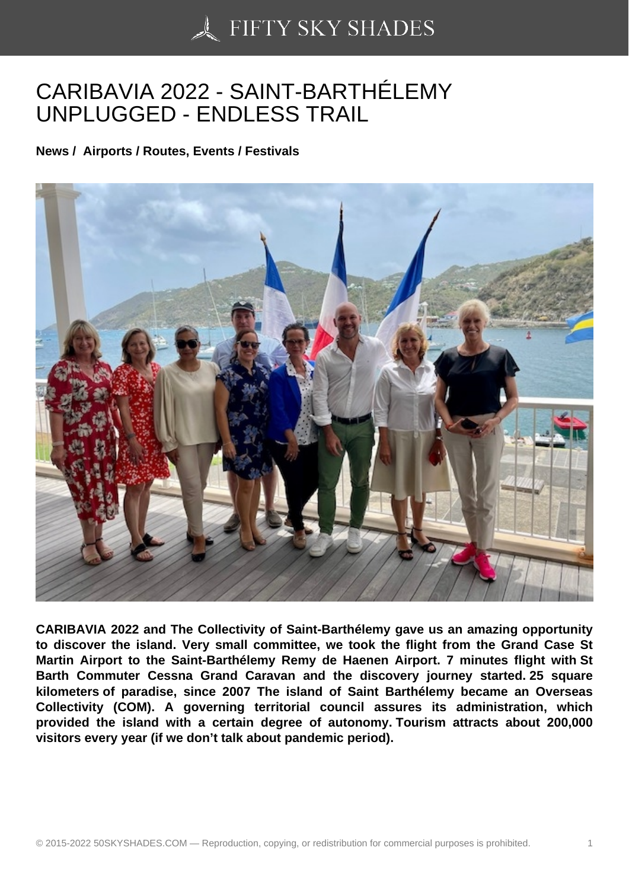# CARIBAVIA 2022 - SAINT-BARTHÉLEMY UNPLUGGED - ENDLESS TRAIL

**News / Airports / Routes, Events / Festivals**

**CARIBAVIA 2022 and The Collectivity of Saint-Barthélemy gave us an amazing opportunity to discover the island. Very small committee, we took the flight from the Grand Case St Martin Airport to the Saint-Barthélemy Remy de Haenen Airport. 7 minutes flight with St Barth Commuter Cessna Grand Caravan and the discovery journey started. 25 square kilometers of paradise, since 2007 The island of Saint Barthélemy became an Overseas Collectivity (COM). A governing territorial council assures its administration, which provided the island with a certain degree of autonomy. Tourism attracts about 200,000 visitors every year (if we don't talk about pandemic period).**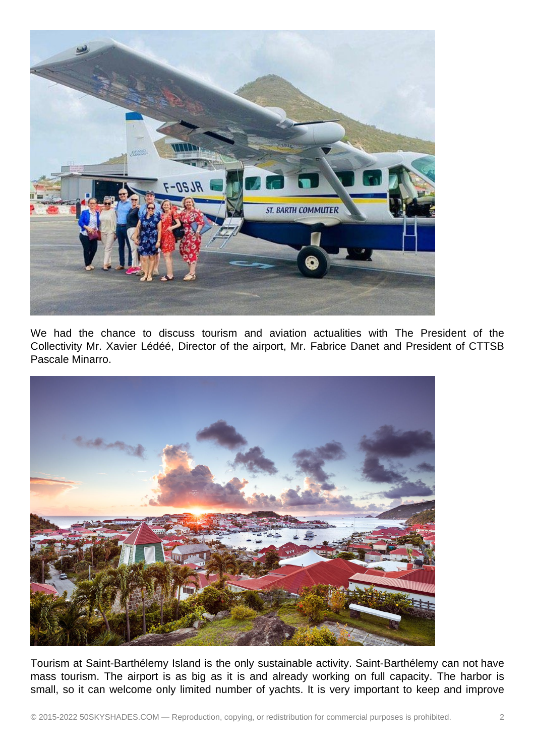We had the chance to discuss tourism and aviation actualities with The President of the Collectivity Mr. Xavier Lédéé, Director of the airport, Mr. Fabrice Danet and President of CTTSB Pascale Minarro.

Tourism at Saint-Barthélemy Island is the only sustainable activity. Saint-Barthélemy can not have mass tourism. The airport is as big as it is and already working on full capacity. The harbor is small, so it can welcome only limited number of yachts. It is very important to keep and improve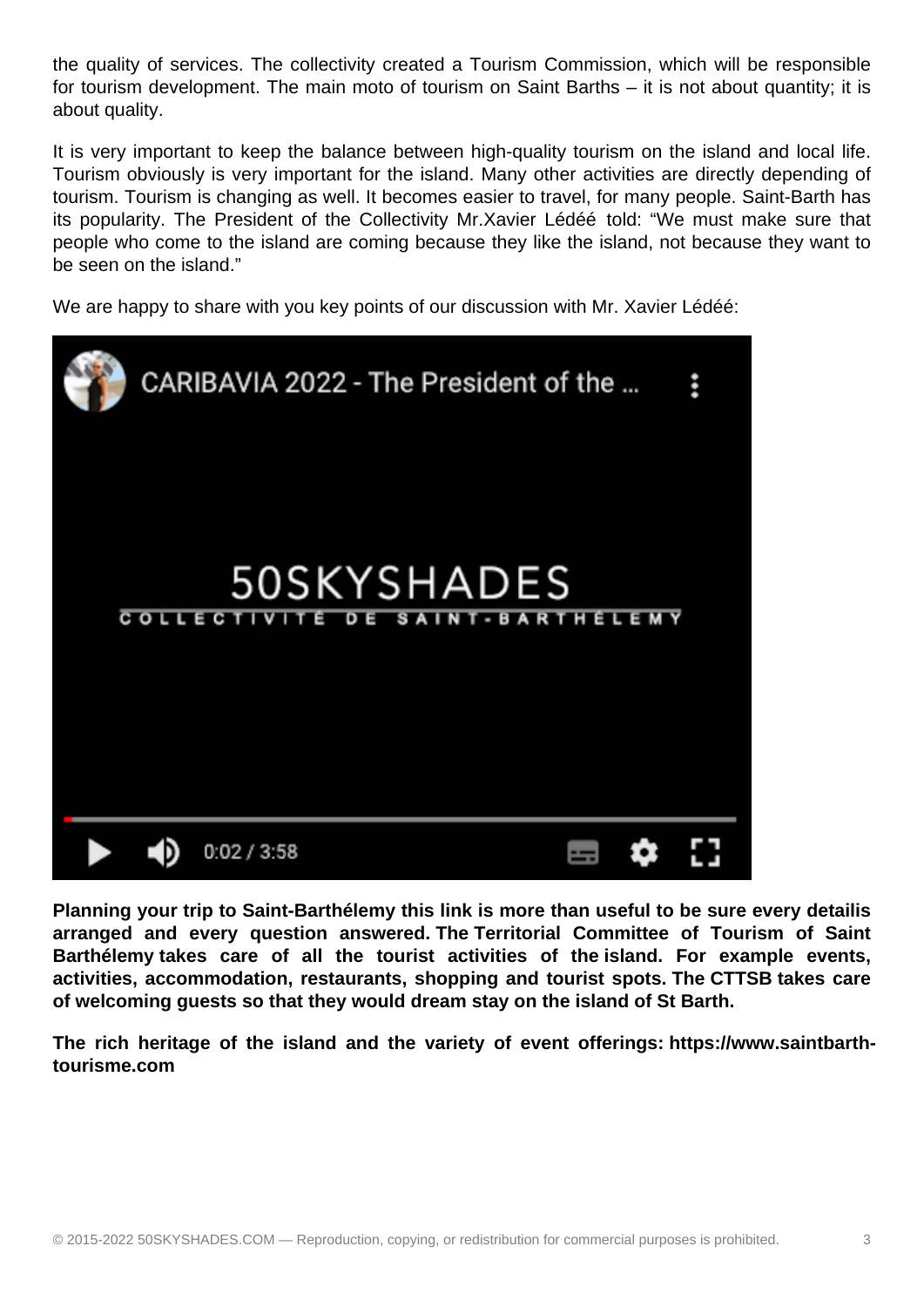the quality of services. The collectivity created a Tourism Commission, which will be responsible for tourism development. The main moto of tourism on Saint Barths – it is not about quantity; it is about quality.

It is very important to keep the balance between high-quality tourism on the island and local life. Tourism obviously is very important for the island. Many other activities are directly depending of tourism. Tourism is changing as well. It becomes easier to travel, for many people. Saint-Barth has its popularity. The President of the Collectivity Mr.Xavier Lédéé told: "We must make sure that people who come to the island are coming because they like the island, not because they want to be seen on the island."

We are happy to share with you key points of our discussion with Mr. Xavier Lédéé:

CARIBAVIA 2022 - The President of the ...

50SKYSHADES

COLLECTIVITÉ DE SAINT-BARTHÉLEMY

0:02 / 3:58

**Planning your trip to Saint-Barthélemy this link is more than useful to be sure every detailis arranged and every question answered. The Territorial Committee of Tourism of Saint Barthélemy takes care of all the tourist activities of the island. For example events, activities, accommodation, restaurants, shopping and tourist spots. The CTTSB takes care of welcoming guests so that they would dream stay on the island of St Barth.**

**The rich heritage of the island and the variety of event offerings: https://www.saintbarth-tourisme.com**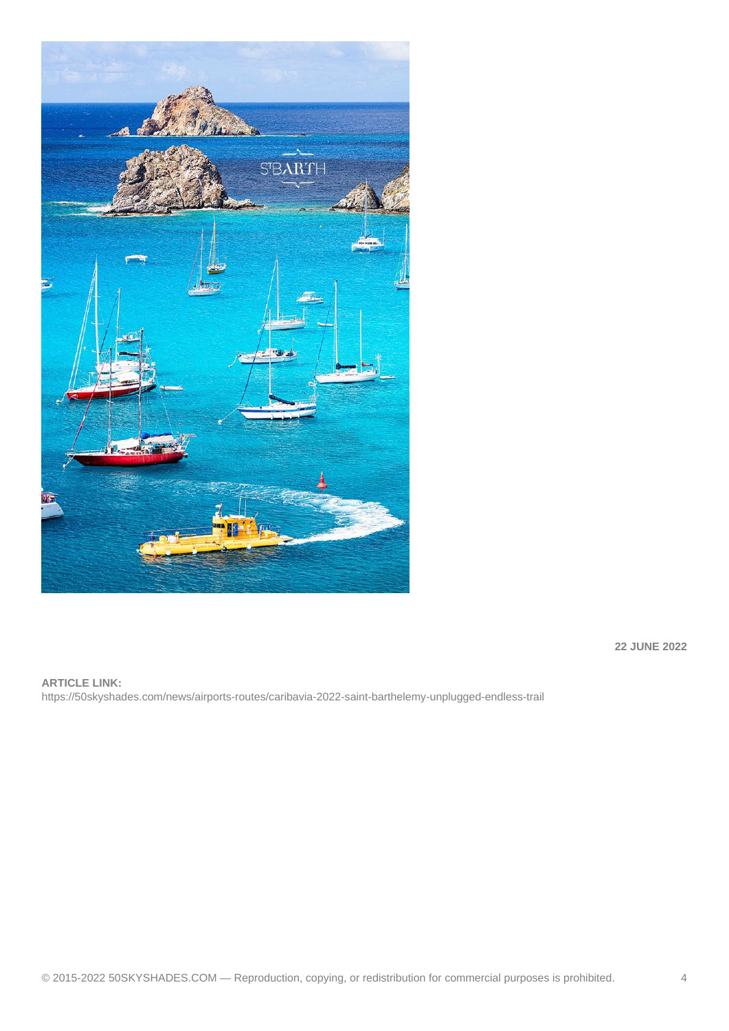**22 JUNE 2022**

**ARTICLE LINK:**
https://50skyshades.com/news/airports-routes/caribavia-2022-saint-barthelemy-unplugged-endless-trail

© 2015-2022 50SKYSHADES.COM — Reproduction, copying, or redistribution for commercial purposes is prohibited.